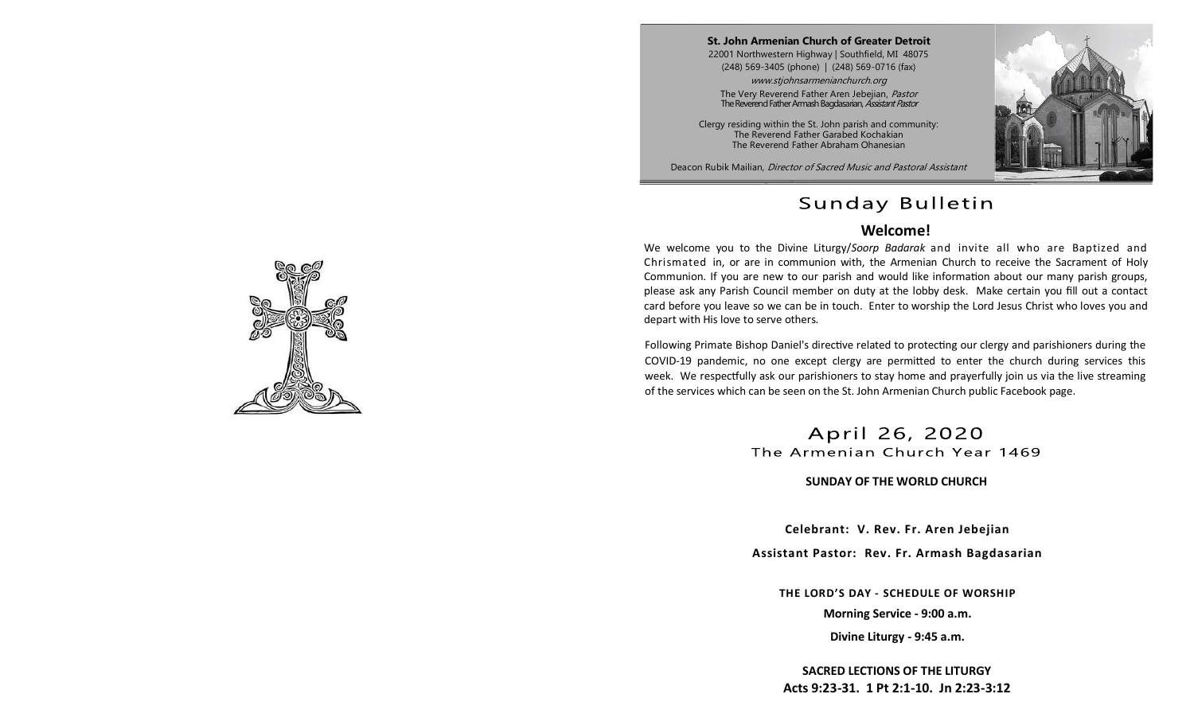**St. John Armenian Church of Greater Detroit**
22001 Northwestern Highway | Southfield, MI 48075
(248) 569-3405 (phone) | (248) 569-0716 (fax)
*www.stjohnsarmenianchurch.org*
The Very Reverend Father Aren Jebejian, *Pastor*
The Reverend Father Armash Bagdasarian, *Assistant Pastor*

Clergy residing within the St. John parish and community:
The Reverend Father Garabed Kochakian
The Reverend Father Abraham Ohanesian

Deacon Rubik Mailian, *Director of Sacred Music and Pastoral Assistant*

# Sunday Bulletin

## Welcome!

We welcome you to the Divine Liturgy/*Soorp Badarak* and invite all who are Baptized and Chrismated in, or are in communion with, the Armenian Church to receive the Sacrament of Holy Communion. If you are new to our parish and would like information about our many parish groups, please ask any Parish Council member on duty at the lobby desk. Make certain you fill out a contact card before you leave so we can be in touch. Enter to worship the Lord Jesus Christ who loves you and depart with His love to serve others.

Following Primate Bishop Daniel's directive related to protecting our clergy and parishioners during the COVID-19 pandemic, no one except clergy are permitted to enter the church during services this week. We respectfully ask our parishioners to stay home and prayerfully join us via the live streaming of the services which can be seen on the St. John Armenian Church public Facebook page.

## April 26, 2020
The Armenian Church Year 1469

**SUNDAY OF THE WORLD CHURCH**

**Celebrant: V. Rev. Fr. Aren Jebejian**

**Assistant Pastor: Rev. Fr. Armash Bagdasarian**

**THE LORD'S DAY - SCHEDULE OF WORSHIP**

**Morning Service - 9:00 a.m.**

**Divine Liturgy - 9:45 a.m.**

**SACRED LECTIONS OF THE LITURGY**
**Acts 9:23-31. 1 Pt 2:1-10. Jn 2:23-3:12**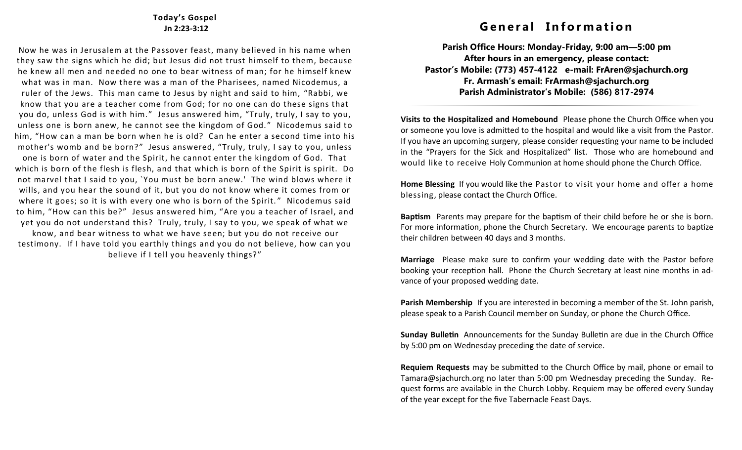**Today's Gospel**
**Jn 2:23-3:12**

Now he was in Jerusalem at the Passover feast, many believed in his name when they saw the signs which he did; but Jesus did not trust himself to them, because he knew all men and needed no one to bear witness of man; for he himself knew what was in man. Now there was a man of the Pharisees, named Nicodemus, a ruler of the Jews. This man came to Jesus by night and said to him, "Rabbi, we know that you are a teacher come from God; for no one can do these signs that you do, unless God is with him." Jesus answered him, "Truly, truly, I say to you, unless one is born anew, he cannot see the kingdom of God." Nicodemus said to him, "How can a man be born when he is old? Can he enter a second time into his mother's womb and be born?" Jesus answered, "Truly, truly, I say to you, unless one is born of water and the Spirit, he cannot enter the kingdom of God. That which is born of the flesh is flesh, and that which is born of the Spirit is spirit. Do not marvel that I said to you, `You must be born anew.' The wind blows where it wills, and you hear the sound of it, but you do not know where it comes from or where it goes; so it is with every one who is born of the Spirit." Nicodemus said to him, "How can this be?" Jesus answered him, "Are you a teacher of Israel, and yet you do not understand this? Truly, truly, I say to you, we speak of what we know, and bear witness to what we have seen; but you do not receive our testimony. If I have told you earthly things and you do not believe, how can you believe if I tell you heavenly things?"

# General Information

**Parish Office Hours: Monday-Friday, 9:00 am—5:00 pm**
**After hours in an emergency, please contact:**
**Pastor's Mobile: (773) 457-4122 e-mail: FrAren@sjachurch.org**
**Fr. Armash's email: FrArmash@sjachurch.org**
**Parish Administrator's Mobile: (586) 817-2974**

**Visits to the Hospitalized and Homebound** Please phone the Church Office when you or someone you love is admitted to the hospital and would like a visit from the Pastor. If you have an upcoming surgery, please consider requesting your name to be included in the "Prayers for the Sick and Hospitalized" list. Those who are homebound and would like to receive Holy Communion at home should phone the Church Office.

**Home Blessing** If you would like the Pastor to visit your home and offer a home blessing, please contact the Church Office.

**Baptism** Parents may prepare for the baptism of their child before he or she is born. For more information, phone the Church Secretary. We encourage parents to baptize their children between 40 days and 3 months.

**Marriage** Please make sure to confirm your wedding date with the Pastor before booking your reception hall. Phone the Church Secretary at least nine months in advance of your proposed wedding date.

**Parish Membership** If you are interested in becoming a member of the St. John parish, please speak to a Parish Council member on Sunday, or phone the Church Office.

**Sunday Bulletin** Announcements for the Sunday Bulletin are due in the Church Office by 5:00 pm on Wednesday preceding the date of service.

**Requiem Requests** may be submitted to the Church Office by mail, phone or email to Tamara@sjachurch.org no later than 5:00 pm Wednesday preceding the Sunday. Request forms are available in the Church Lobby. Requiem may be offered every Sunday of the year except for the five Tabernacle Feast Days.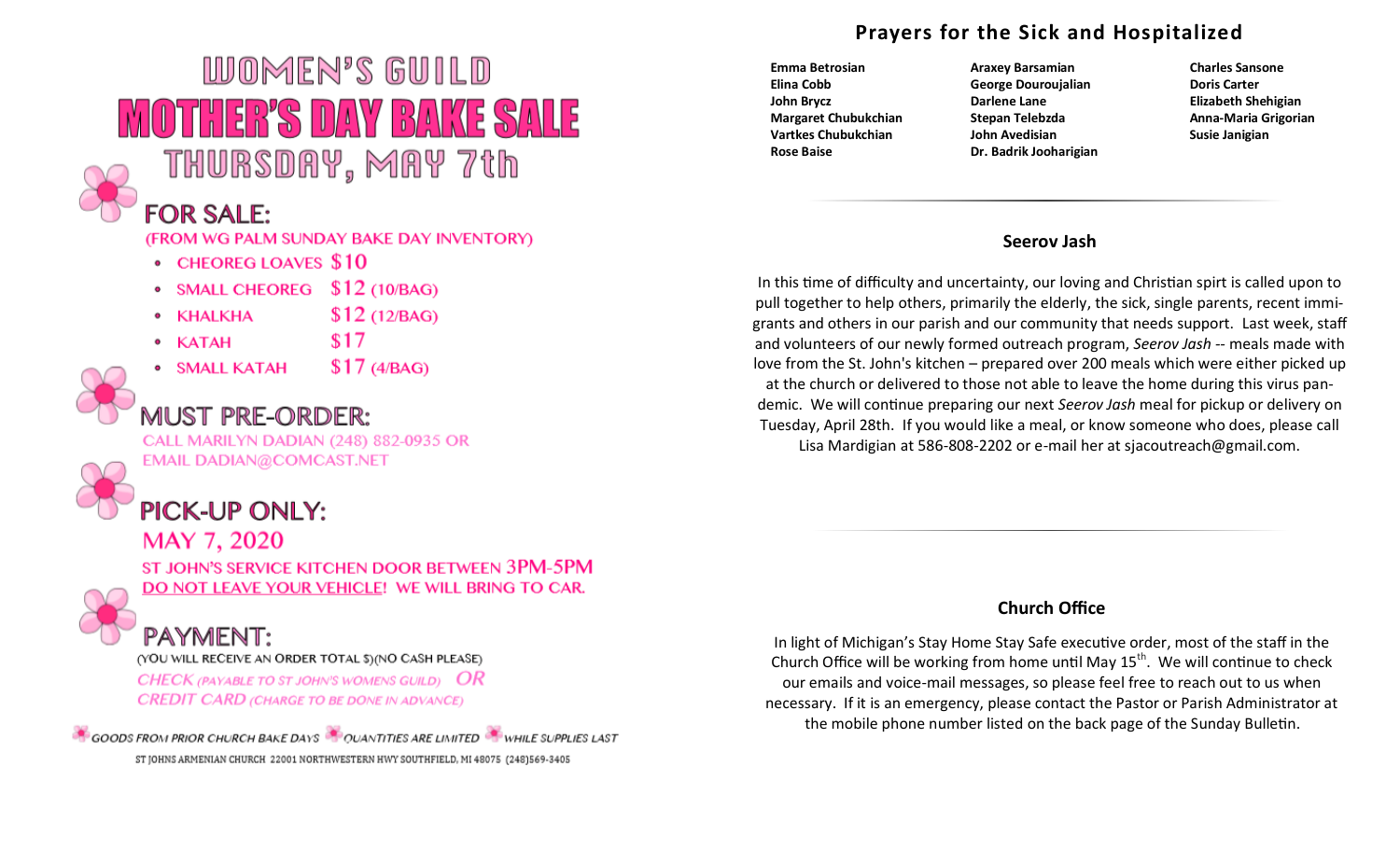# WOMEN'S GUILD

# MOTHER'S DAY BAKE SALE

## THURSDAY, MAY 7th

## FOR SALE:

(FROM WG PALM SUNDAY BAKE DAY INVENTORY)

- CHOEREG LOAVES $10
- SMALL CHOEREG $12 (10/BAG)
- KHALKHA $12 (12/BAG)
- KATAH $17
- SMALL KATAH $17 (4/BAG)

## MUST PRE-ORDER:

CALL MARILYN DADIAN (248) 882-0935 OR EMAIL DADIAN@COMCAST.NET

## PICK-UP ONLY:

MAY 7, 2020

ST JOHN'S SERVICE KITCHEN DOOR BETWEEN 3PM-5PM

DO NOT LEAVE YOUR VEHICLE! WE WILL BRING TO CAR.

## PAYMENT:

(YOU WILL RECEIVE AN ORDER TOTAL $)(NO CASH PLEASE)

*CHECK (PAYABLE TO ST JOHN'S WOMENS GUILD) OR*

*CREDIT CARD (CHARGE TO BE DONE IN ADVANCE)*

*GOODS FROM PRIOR CHURCH BAKE DAYS — QUANTITIES ARE LIMITED — WHILE SUPPLIES LAST*

ST JOHNS ARMENIAN CHURCH 22001 NORTHWESTERN HWY SOUTHFIELD, MI 48075 (248)569-3405

## Prayers for the Sick and Hospitalized

**Emma Betrosian**
**Elina Cobb**
**John Brycz**
**Margaret Chubukchian**
**Vartkes Chubukchian**
**Rose Baise**
**Araxey Barsamian**
**George Douroujalian**
**Darlene Lane**
**Stepan Telebzda**
**John Avedisian**
**Dr. Badrik Jooharigian**
**Charles Sansone**
**Doris Carter**
**Elizabeth Shehigian**
**Anna-Maria Grigorian**
**Susie Janigian**

## Seerov Jash

In this time of difficulty and uncertainty, our loving and Christian spirt is called upon to pull together to help others, primarily the elderly, the sick, single parents, recent immigrants and others in our parish and our community that needs support. Last week, staff and volunteers of our newly formed outreach program, *Seerov Jash* -- meals made with love from the St. John's kitchen – prepared over 200 meals which were either picked up at the church or delivered to those not able to leave the home during this virus pandemic. We will continue preparing our next *Seerov Jash* meal for pickup or delivery on Tuesday, April 28th. If you would like a meal, or know someone who does, please call Lisa Mardigian at 586-808-2202 or e-mail her at sjacoutreach@gmail.com.

## Church Office

In light of Michigan's Stay Home Stay Safe executive order, most of the staff in the Church Office will be working from home until May 15th. We will continue to check our emails and voice-mail messages, so please feel free to reach out to us when necessary. If it is an emergency, please contact the Pastor or Parish Administrator at the mobile phone number listed on the back page of the Sunday Bulletin.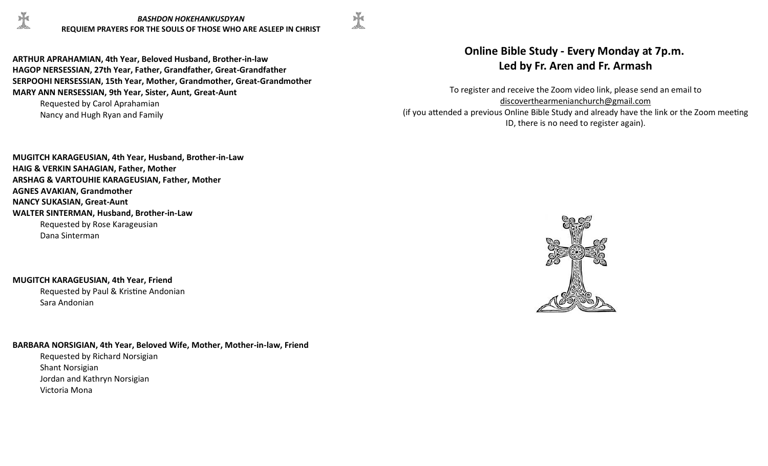***BASHDON HOKEHANKUSDYAN***

**REQUIEM PRAYERS FOR THE SOULS OF THOSE WHO ARE ASLEEP IN CHRIST**

**ARTHUR APRAHAMIAN, 4th Year, Beloved Husband, Brother-in-law**
**HAGOP NERSESSIAN, 27th Year, Father, Grandfather, Great-Grandfather**
**SERPOOHI NERSESSIAN, 15th Year, Mother, Grandmother, Great-Grandmother**
**MARY ANN NERSESSIAN, 9th Year, Sister, Aunt, Great-Aunt**

Requested by Carol Aprahamian
Nancy and Hugh Ryan and Family

**MUGITCH KARAGEUSIAN, 4th Year, Husband, Brother-in-Law**
**HAIG & VERKIN SAHAGIAN, Father, Mother**
**ARSHAG & VARTOUHIE KARAGEUSIAN, Father, Mother**
**AGNES AVAKIAN, Grandmother**
**NANCY SUKASIAN, Great-Aunt**
**WALTER SINTERMAN, Husband, Brother-in-Law**

Requested by Rose Karageusian
Dana Sinterman

**MUGITCH KARAGEUSIAN, 4th Year, Friend**

Requested by Paul & Kristine Andonian
Sara Andonian

**BARBARA NORSIGIAN, 4th Year, Beloved Wife, Mother, Mother-in-law, Friend**

Requested by Richard Norsigian
Shant Norsigian
Jordan and Kathryn Norsigian
Victoria Mona

## Online Bible Study - Every Monday at 7p.m.
## Led by Fr. Aren and Fr. Armash

To register and receive the Zoom video link, please send an email to discoverthearmenianchurch@gmail.com (if you attended a previous Online Bible Study and already have the link or the Zoom meeting ID, there is no need to register again).